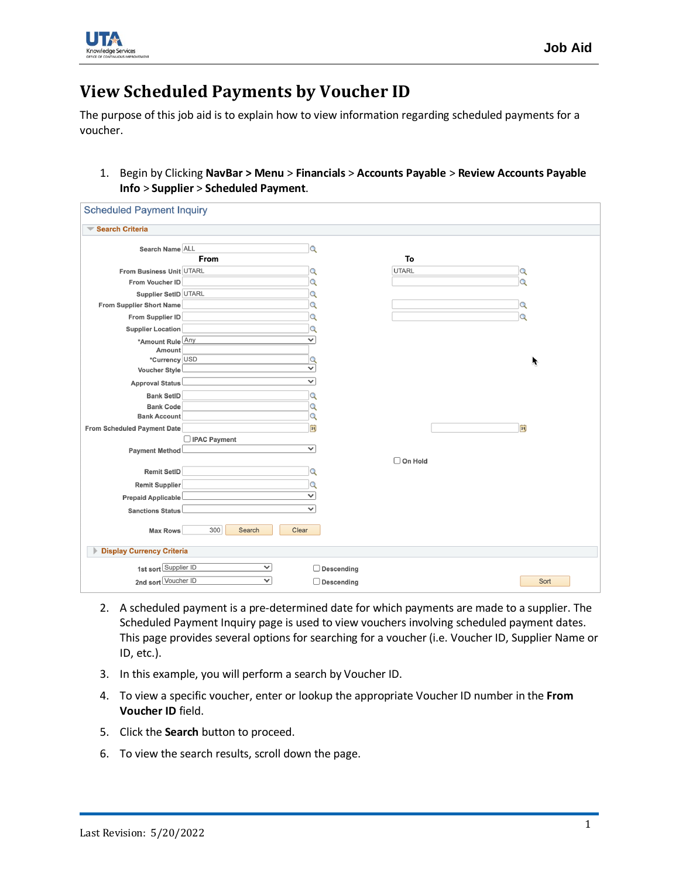# View Scheduled Payments by Voucher ID

The purpose of this job aid is to explain how to view information regarding scheduled payments for a voucher.

1. Begin by Clicking **NavBar > Menu** > **Financials** > **Accounts Payable** > **Review Accounts Payable Info** > **Supplier** > **Scheduled Payment**.

2. A scheduled payment is a pre-determined date for which payments are made to a supplier. The Scheduled Payment Inquiry page is used to view vouchers involving scheduled payment dates. This page provides several options for searching for a voucher (i.e. Voucher ID, Supplier Name or ID, etc.).
3. In this example, you will perform a search by Voucher ID.
4. To view a specific voucher, enter or lookup the appropriate Voucher ID number in the **From Voucher ID** field.
5. Click the **Search** button to proceed.
6. To view the search results, scroll down the page.

Last Revision: 5/20/2022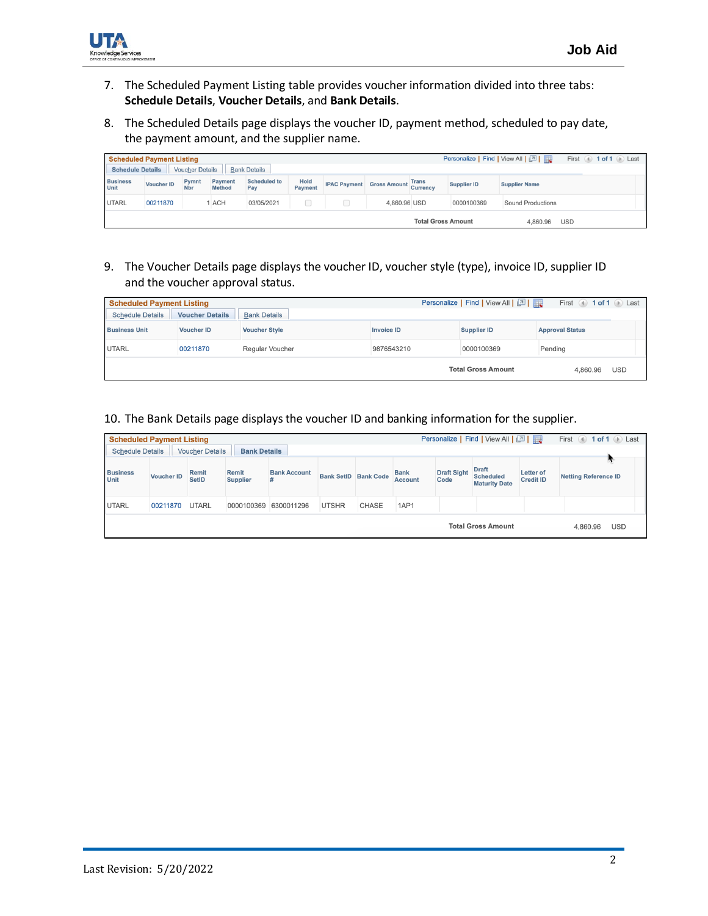7. The Scheduled Payment Listing table provides voucher information divided into three tabs: **Schedule Details**, **Voucher Details**, and **Bank Details**.

8. The Scheduled Details page displays the voucher ID, payment method, scheduled to pay date, the payment amount, and the supplier name.

**Scheduled Payment Listing** — Schedule Details | Voucher Details | Bank Details

| Business Unit | Voucher ID | Pymnt Nbr | Payment Method | Scheduled to Pay | Hold Payment | IPAC Payment | Gross Amount | Trans Currency | Supplier ID | Supplier Name |
|---|---|---|---|---|---|---|---|---|---|---|
| UTARL | 00211870 | 1 | ACH | 03/05/2021 | ☐ | ☐ | 4,860.96 | USD | 0000100369 | Sound Productions |
| | | | | | | | Total Gross Amount | | 4,860.96 | USD |

9. The Voucher Details page displays the voucher ID, voucher style (type), invoice ID, supplier ID and the voucher approval status.

**Scheduled Payment Listing** — Schedule Details | Voucher Details | Bank Details

| Business Unit | Voucher ID | Voucher Style | Invoice ID | Supplier ID | Approval Status |
|---|---|---|---|---|---|
| UTARL | 00211870 | Regular Voucher | 9876543210 | 0000100369 | Pending |
| | | | | Total Gross Amount | 4,860.96 USD |

10. The Bank Details page displays the voucher ID and banking information for the supplier.

**Scheduled Payment Listing** — Schedule Details | Voucher Details | Bank Details

| Business Unit | Voucher ID | Remit SetID | Remit Supplier | Bank Account # | Bank SetID | Bank Code | Bank Account | Draft Sight Code | Draft Scheduled Maturity Date | Letter of Credit ID | Netting Reference ID |
|---|---|---|---|---|---|---|---|---|---|---|---|
| UTARL | 00211870 | UTARL | 0000100369 | 6300011296 | UTSHR | CHASE | 1AP1 | | | | |
| | | | | | | | | Total Gross Amount | | | 4,860.96 USD |

Last Revision: 5/20/2022